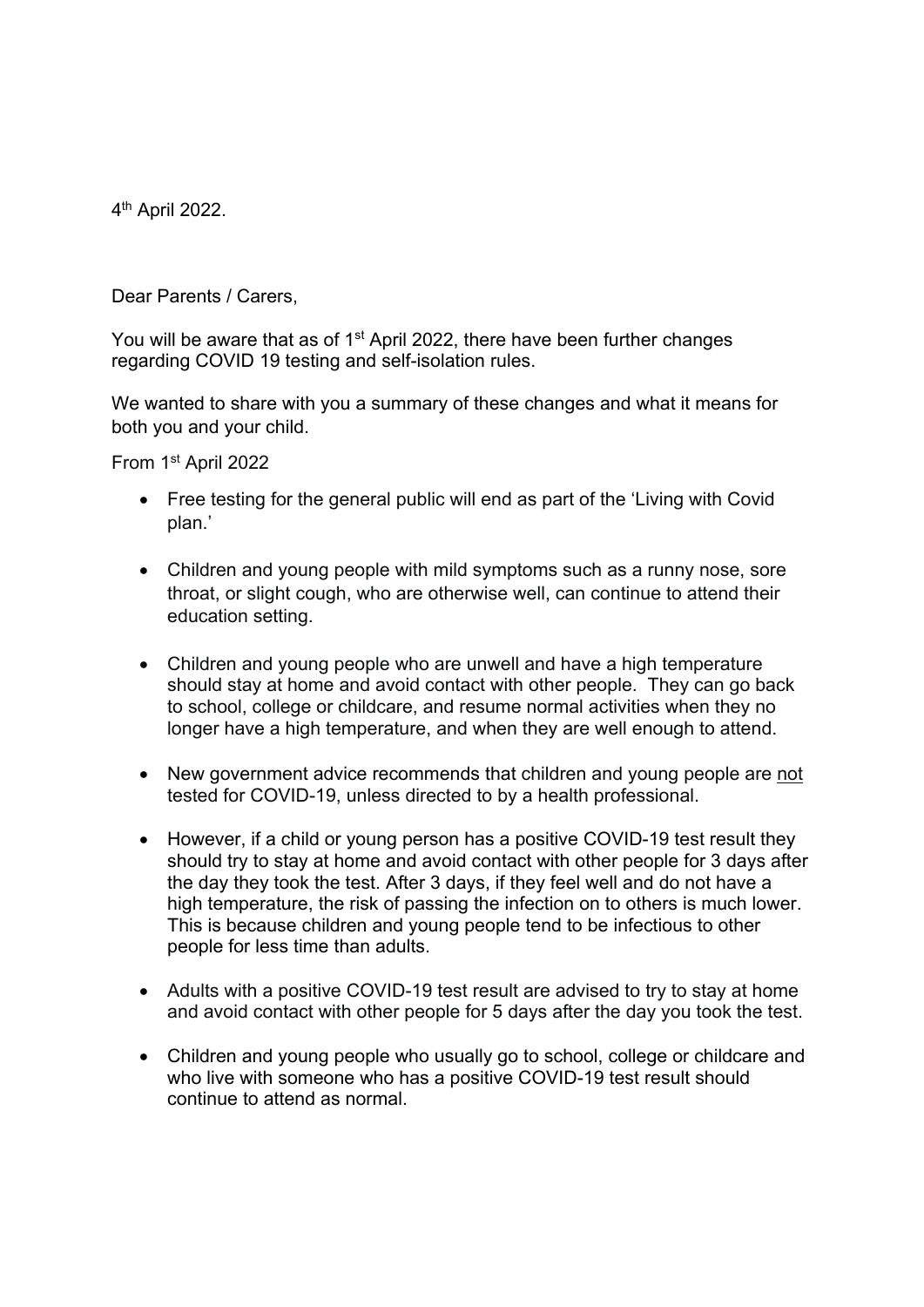4th April 2022.

Dear Parents / Carers,

You will be aware that as of 1st April 2022, there have been further changes regarding COVID 19 testing and self-isolation rules.

We wanted to share with you a summary of these changes and what it means for both you and your child.

From 1st April 2022

- Free testing for the general public will end as part of the 'Living with Covid plan.'
- Children and young people with mild symptoms such as a runny nose, sore throat, or slight cough, who are otherwise well, can continue to attend their education setting.
- Children and young people who are unwell and have a high temperature should stay at home and avoid contact with other people. They can go back to school, college or childcare, and resume normal activities when they no longer have a high temperature, and when they are well enough to attend.
- New government advice recommends that children and young people are <u>not</u> tested for COVID-19, unless directed to by a health professional.
- However, if a child or young person has a positive COVID-19 test result they should try to stay at home and avoid contact with other people for 3 days after the day they took the test. After 3 days, if they feel well and do not have a high temperature, the risk of passing the infection on to others is much lower. This is because children and young people tend to be infectious to other people for less time than adults.
- Adults with a positive COVID-19 test result are advised to try to stay at home and avoid contact with other people for 5 days after the day you took the test.
- Children and young people who usually go to school, college or childcare and who live with someone who has a positive COVID-19 test result should continue to attend as normal.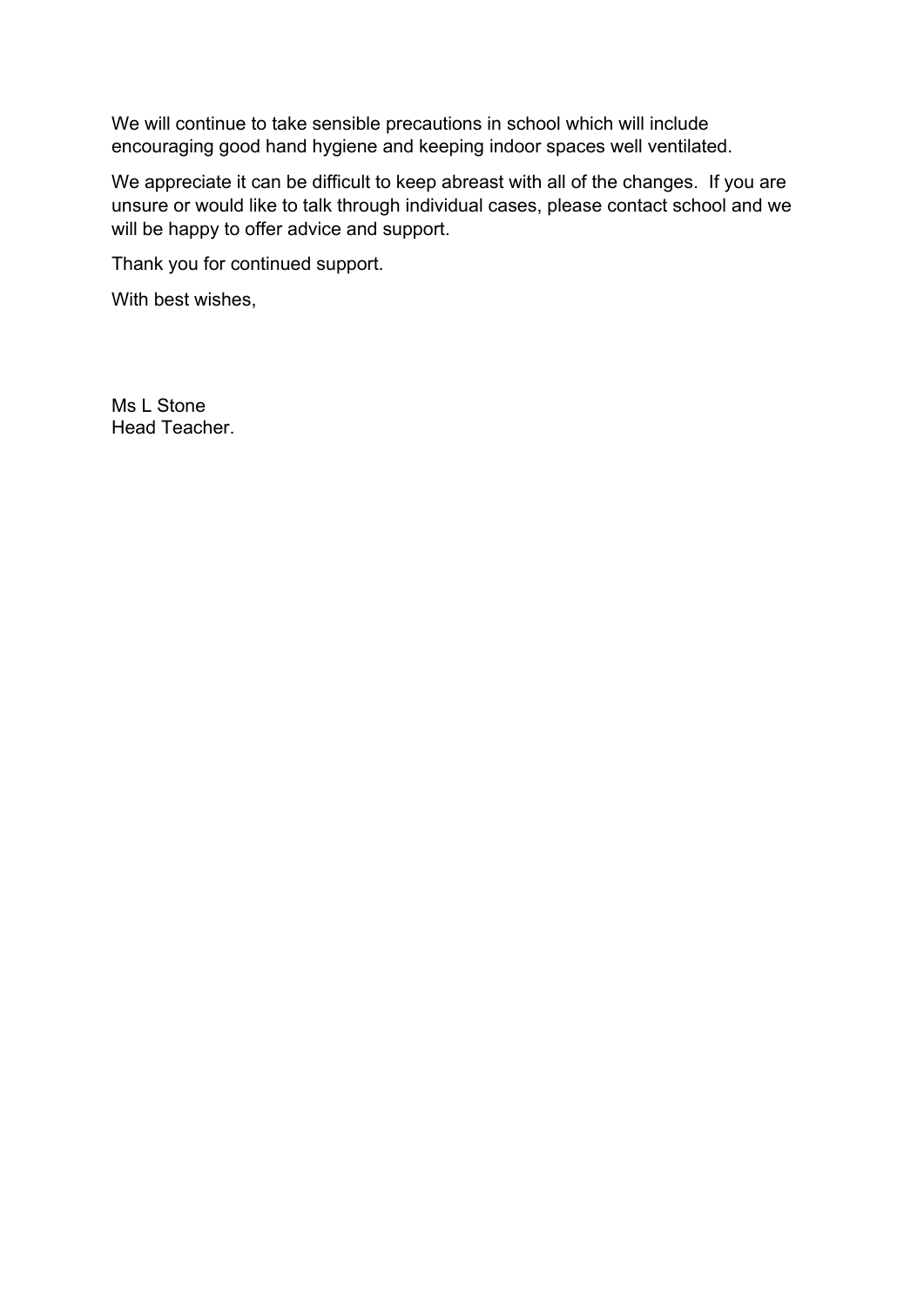We will continue to take sensible precautions in school which will include encouraging good hand hygiene and keeping indoor spaces well ventilated.

We appreciate it can be difficult to keep abreast with all of the changes.  If you are unsure or would like to talk through individual cases, please contact school and we will be happy to offer advice and support.

Thank you for continued support.

With best wishes,

Ms L Stone
Head Teacher.